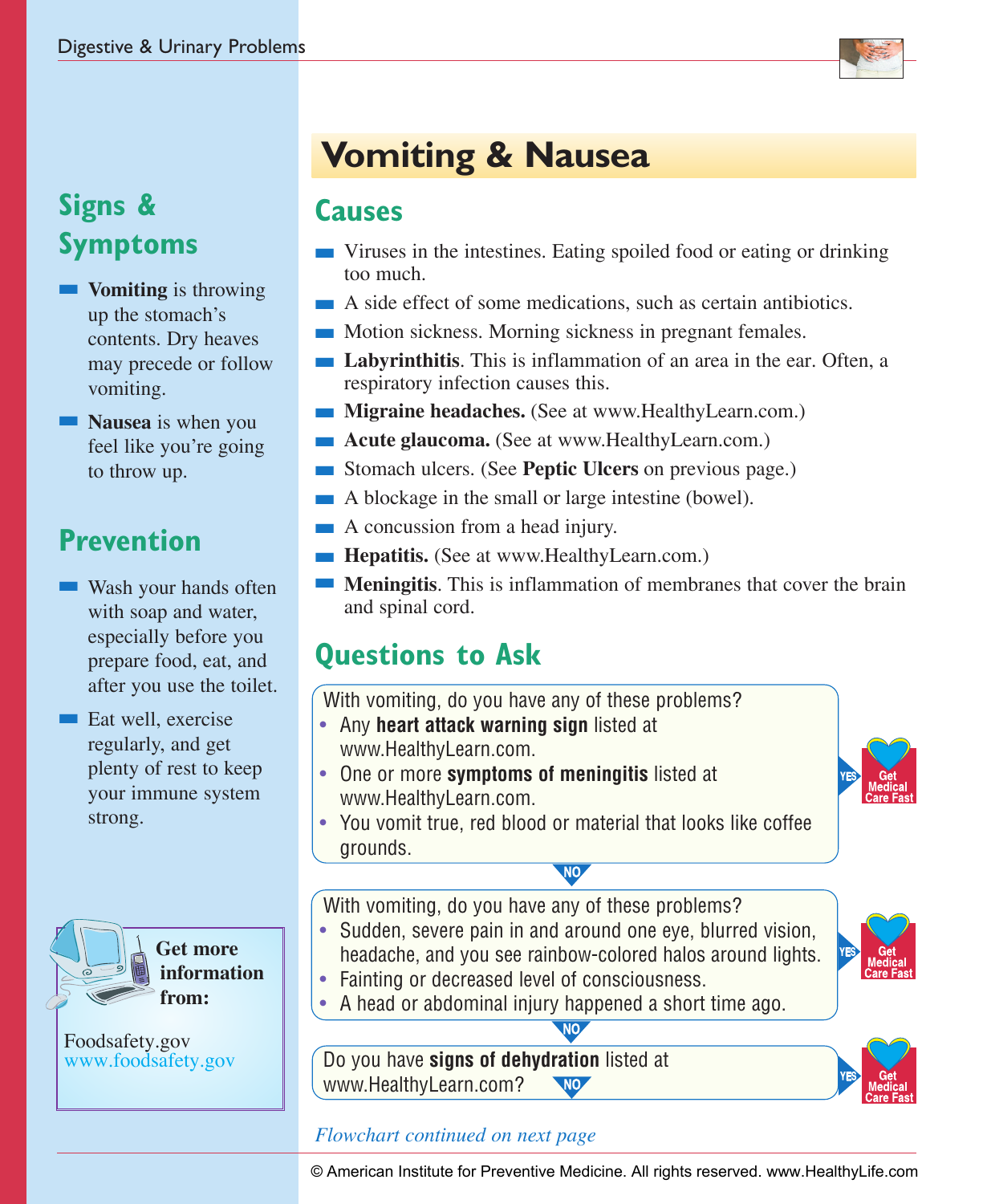# Vomiting & Nausea

## Signs & Symptoms

- **Vomiting** is throwing up the stomach's contents. Dry heaves may precede or follow vomiting.
- **Nausea** is when you feel like you're going to throw up.

## Prevention

- Wash your hands often with soap and water, especially before you prepare food, eat, and after you use the toilet.
- Eat well, exercise regularly, and get plenty of rest to keep your immune system strong.

**Get more information from:**

Foodsafety.gov
www.foodsafety.gov

## Causes

- Viruses in the intestines. Eating spoiled food or eating or drinking too much.
- A side effect of some medications, such as certain antibiotics.
- Motion sickness. Morning sickness in pregnant females.
- **Labyrinthitis**. This is inflammation of an area in the ear. Often, a respiratory infection causes this.
- **Migraine headaches.** (See at www.HealthyLearn.com.)
- **Acute glaucoma.** (See at www.HealthyLearn.com.)
- Stomach ulcers. (See **Peptic Ulcers** on previous page.)
- A blockage in the small or large intestine (bowel).
- A concussion from a head injury.
- **Hepatitis.** (See at www.HealthyLearn.com.)
- **Meningitis**. This is inflammation of membranes that cover the brain and spinal cord.

## Questions to Ask

With vomiting, do you have any of these problems?
- Any **heart attack warning sign** listed at www.HealthyLearn.com.
- One or more **symptoms of meningitis** listed at www.HealthyLearn.com.
- You vomit true, red blood or material that looks like coffee grounds.

YES → Get Medical Care Fast

NO ↓

With vomiting, do you have any of these problems?
- Sudden, severe pain in and around one eye, blurred vision, headache, and you see rainbow-colored halos around lights.
- Fainting or decreased level of consciousness.
- A head or abdominal injury happened a short time ago.

YES → Get Medical Care Fast

NO ↓

Do you have **signs of dehydration** listed at www.HealthyLearn.com?

YES → Get Medical Care Fast

NO ↓

*Flowchart continued on next page*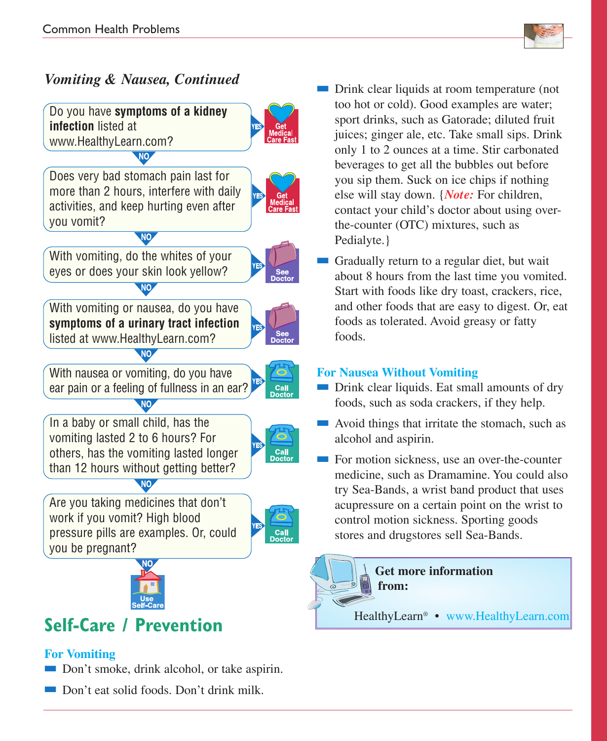## *Vomiting & Nausea, Continued*

Do you have **symptoms of a kidney infection** listed at www.HealthyLearn.com?

YES → Get Medical Care Fast

NO

Does very bad stomach pain last for more than 2 hours, interfere with daily activities, and keep hurting even after you vomit?

YES → Get Medical Care Fast

NO

With vomiting, do the whites of your eyes or does your skin look yellow?

YES → See Doctor

NO

With vomiting or nausea, do you have **symptoms of a urinary tract infection** listed at www.HealthyLearn.com?

YES → See Doctor

NO

With nausea or vomiting, do you have ear pain or a feeling of fullness in an ear?

YES → Call Doctor

NO

In a baby or small child, has the vomiting lasted 2 to 6 hours? For others, has the vomiting lasted longer than 12 hours without getting better?

YES → Call Doctor

NO

Are you taking medicines that don't work if you vomit? High blood pressure pills are examples. Or, could you be pregnant?

YES → Call Doctor

NO

Use Self-Care

## Self-Care / Prevention

### For Vomiting

- Don't smoke, drink alcohol, or take aspirin.
- Don't eat solid foods. Don't drink milk.
- Drink clear liquids at room temperature (not too hot or cold). Good examples are water; sport drinks, such as Gatorade; diluted fruit juices; ginger ale, etc. Take small sips. Drink only 1 to 2 ounces at a time. Stir carbonated beverages to get all the bubbles out before you sip them. Suck on ice chips if nothing else will stay down. {***Note:*** For children, contact your child's doctor about using over-the-counter (OTC) mixtures, such as Pedialyte.}
- Gradually return to a regular diet, but wait about 8 hours from the last time you vomited. Start with foods like dry toast, crackers, rice, and other foods that are easy to digest. Or, eat foods as tolerated. Avoid greasy or fatty foods.

### For Nausea Without Vomiting

- Drink clear liquids. Eat small amounts of dry foods, such as soda crackers, if they help.
- Avoid things that irritate the stomach, such as alcohol and aspirin.
- For motion sickness, use an over-the-counter medicine, such as Dramamine. You could also try Sea-Bands, a wrist band product that uses acupressure on a certain point on the wrist to control motion sickness. Sporting goods stores and drugstores sell Sea-Bands.

**Get more information from:**

HealthyLearn® • www.HealthyLearn.com